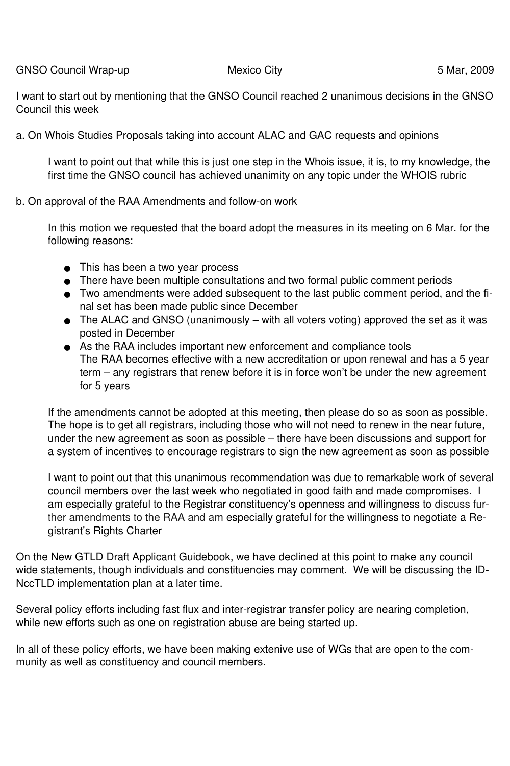GNSO Council Wrap-up Mexico City 5 Mar, 2009

I want to start out by mentioning that the GNSO Council reached 2 unanimous decisions in the GNSO Council this week

a. On Whois Studies Proposals taking into account ALAC and GAC requests and opinions

> I want to point out that while this is just one step in the Whois issue, it is, to my knowledge, the first time the GNSO council has achieved unanimity on any topic under the WHOIS rubric

b. On approval of the RAA Amendments and follow-on work

> In this motion we requested that the board adopt the measures in its meeting on 6 Mar. for the following reasons:
>
> - This has been a two year process
> - There have been multiple consultations and two formal public comment periods
> - Two amendments were added subsequent to the last public comment period, and the final set has been made public since December
> - The ALAC and GNSO (unanimously – with all voters voting) approved the set as it was posted in December
> - As the RAA includes important new enforcement and compliance tools
>   The RAA becomes effective with a new accreditation or upon renewal and has a 5 year term – any registrars that renew before it is in force won't be under the new agreement for 5 years
>
> If the amendments cannot be adopted at this meeting, then please do so as soon as possible. The hope is to get all registrars, including those who will not need to renew in the near future, under the new agreement as soon as possible – there have been discussions and support for a system of incentives to encourage registrars to sign the new agreement as soon as possible
>
> I want to point out that this unanimous recommendation was due to remarkable work of several council members over the last week who negotiated in good faith and made compromises. I am especially grateful to the Registrar constituency's openness and willingness to discuss further amendments to the RAA and am especially grateful for the willingness to negotiate a Registrant's Rights Charter

On the New GTLD Draft Applicant Guidebook, we have declined at this point to make any council wide statements, though individuals and constituencies may comment. We will be discussing the ID-NccTLD implementation plan at a later time.

Several policy efforts including fast flux and inter-registrar transfer policy are nearing completion, while new efforts such as one on registration abuse are being started up.

In all of these policy efforts, we have been making extenive use of WGs that are open to the community as well as constituency and council members.

---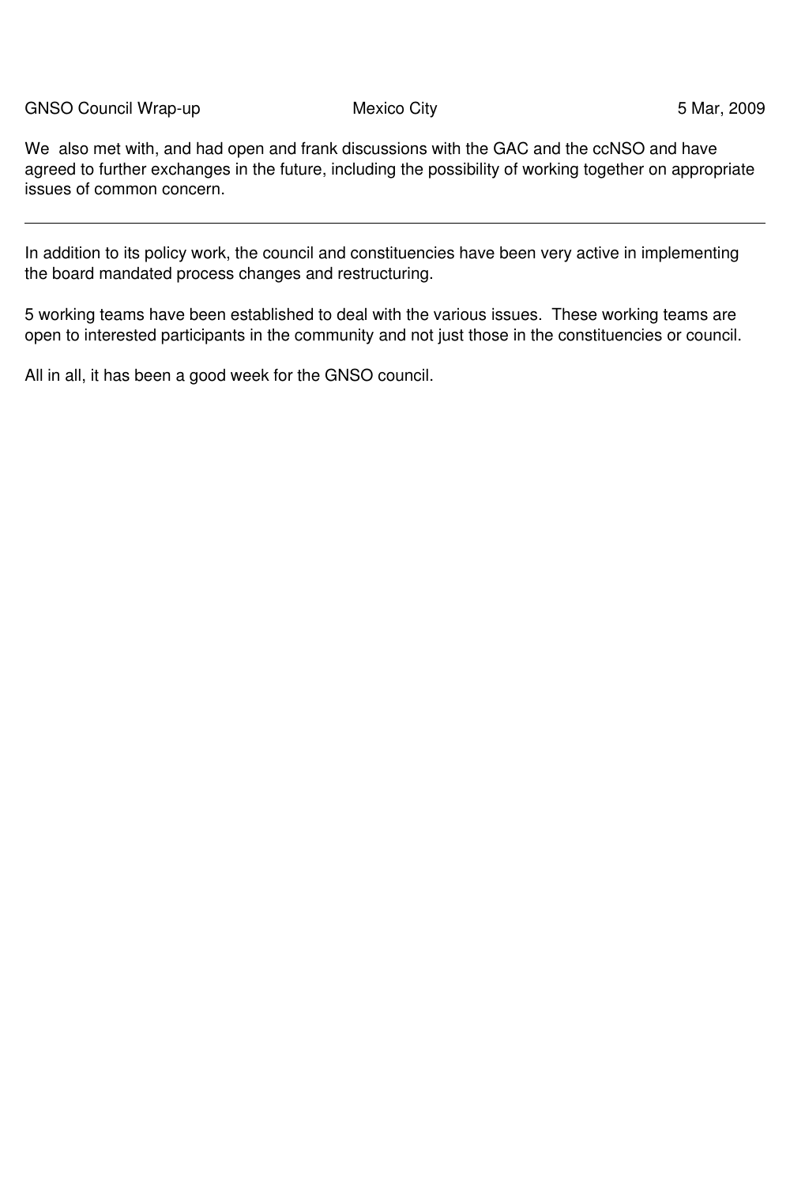We  also met with, and had open and frank discussions with the GAC and the ccNSO and have agreed to further exchanges in the future, including the possibility of working together on appropriate issues of common concern.

---

In addition to its policy work, the council and constituencies have been very active in implementing the board mandated process changes and restructuring.

5 working teams have been established to deal with the various issues.  These working teams are open to interested participants in the community and not just those in the constituencies or council.

All in all, it has been a good week for the GNSO council.